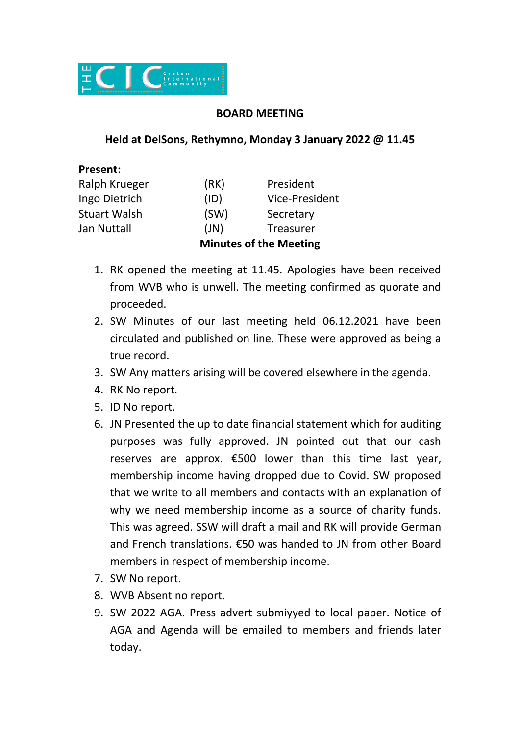THE CIC Cretan International Community

**BOARD MEETING**

**Held at DelSons, Rethymno, Monday 3 January 2022 @ 11.45**

**Present:**

| | | |
|---|---|---|
| Ralph Krueger | (RK) | President |
| Ingo Dietrich | (ID) | Vice-President |
| Stuart Walsh | (SW) | Secretary |
| Jan Nuttall | (JN) | Treasurer |

**Minutes of the Meeting**

1. RK opened the meeting at 11.45. Apologies have been received from WVB who is unwell. The meeting confirmed as quorate and proceeded.
2. SW Minutes of our last meeting held 06.12.2021 have been circulated and published on line. These were approved as being a true record.
3. SW Any matters arising will be covered elsewhere in the agenda.
4. RK No report.
5. ID No report.
6. JN Presented the up to date financial statement which for auditing purposes was fully approved. JN pointed out that our cash reserves are approx. €500 lower than this time last year, membership income having dropped due to Covid. SW proposed that we write to all members and contacts with an explanation of why we need membership income as a source of charity funds. This was agreed. SSW will draft a mail and RK will provide German and French translations. €50 was handed to JN from other Board members in respect of membership income.
7. SW No report.
8. WVB Absent no report.
9. SW 2022 AGA. Press advert submiyyed to local paper. Notice of AGA and Agenda will be emailed to members and friends later today.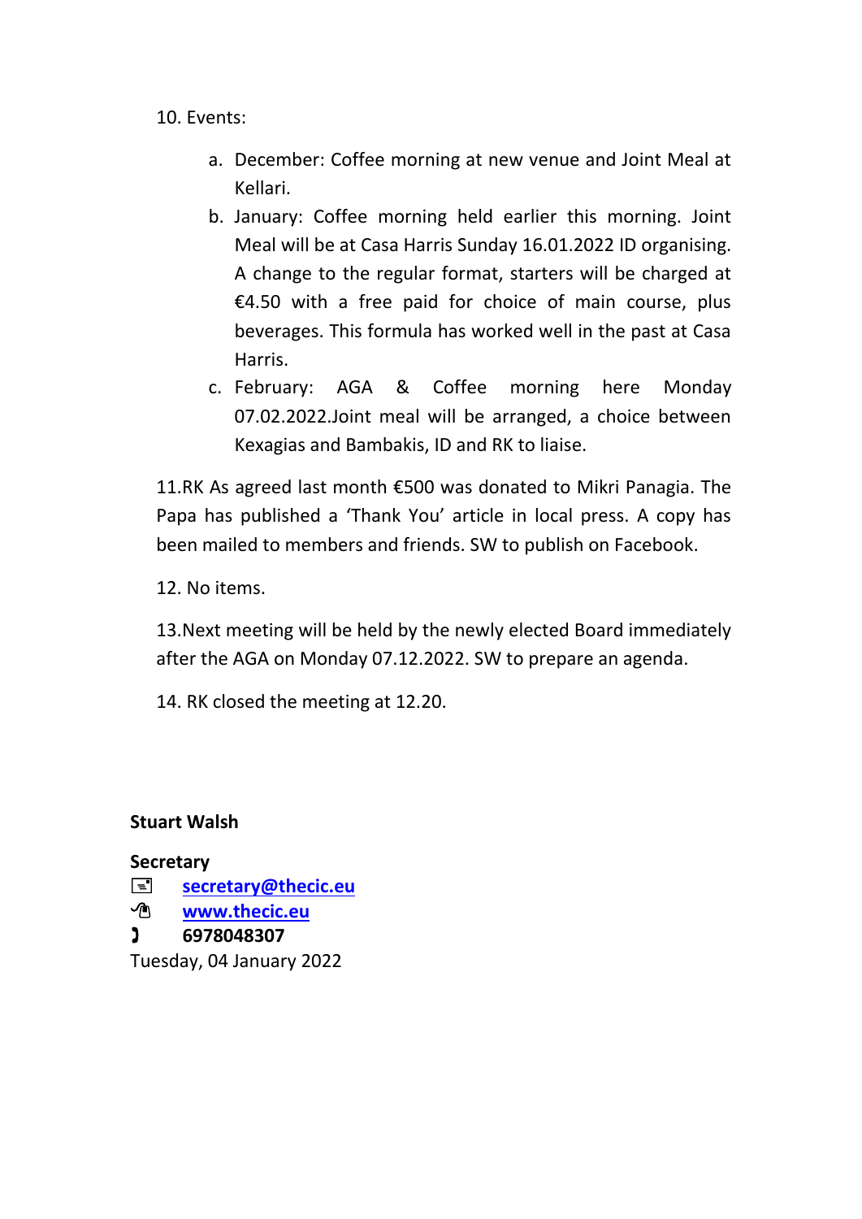10. Events:

   a. December: Coffee morning at new venue and Joint Meal at Kellari.
   b. January: Coffee morning held earlier this morning. Joint Meal will be at Casa Harris Sunday 16.01.2022 ID organising. A change to the regular format, starters will be charged at €4.50 with a free paid for choice of main course, plus beverages. This formula has worked well in the past at Casa Harris.
   c. February: AGA & Coffee morning here Monday 07.02.2022.Joint meal will be arranged, a choice between Kexagias and Bambakis, ID and RK to liaise.

11.RK As agreed last month €500 was donated to Mikri Panagia. The Papa has published a 'Thank You' article in local press. A copy has been mailed to members and friends. SW to publish on Facebook.

12. No items.

13.Next meeting will be held by the newly elected Board immediately after the AGA on Monday 07.12.2022. SW to prepare an agenda.

14. RK closed the meeting at 12.20.

**Stuart Walsh**

**Secretary**

**secretary@thecic.eu**

**www.thecic.eu**

**6978048307**

Tuesday, 04 January 2022